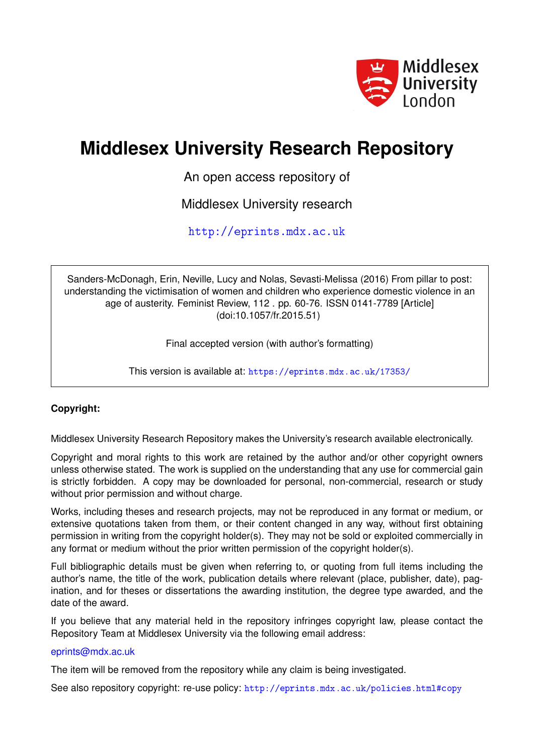# Middlesex University Research Repository

An open access repository of

Middlesex University research

http://eprints.mdx.ac.uk

Sanders-McDonagh, Erin, Neville, Lucy and Nolas, Sevasti-Melissa (2016) From pillar to post: understanding the victimisation of women and children who experience domestic violence in an age of austerity. Feminist Review, 112 . pp. 60-76. ISSN 0141-7789 [Article] (doi:10.1057/fr.2015.51)

Final accepted version (with author's formatting)

This version is available at: https://eprints.mdx.ac.uk/17353/

**Copyright:**

Middlesex University Research Repository makes the University's research available electronically.

Copyright and moral rights to this work are retained by the author and/or other copyright owners unless otherwise stated. The work is supplied on the understanding that any use for commercial gain is strictly forbidden. A copy may be downloaded for personal, non-commercial, research or study without prior permission and without charge.

Works, including theses and research projects, may not be reproduced in any format or medium, or extensive quotations taken from them, or their content changed in any way, without first obtaining permission in writing from the copyright holder(s). They may not be sold or exploited commercially in any format or medium without the prior written permission of the copyright holder(s).

Full bibliographic details must be given when referring to, or quoting from full items including the author's name, the title of the work, publication details where relevant (place, publisher, date), pagination, and for theses or dissertations the awarding institution, the degree type awarded, and the date of the award.

If you believe that any material held in the repository infringes copyright law, please contact the Repository Team at Middlesex University via the following email address:

eprints@mdx.ac.uk

The item will be removed from the repository while any claim is being investigated.

See also repository copyright: re-use policy: http://eprints.mdx.ac.uk/policies.html#copy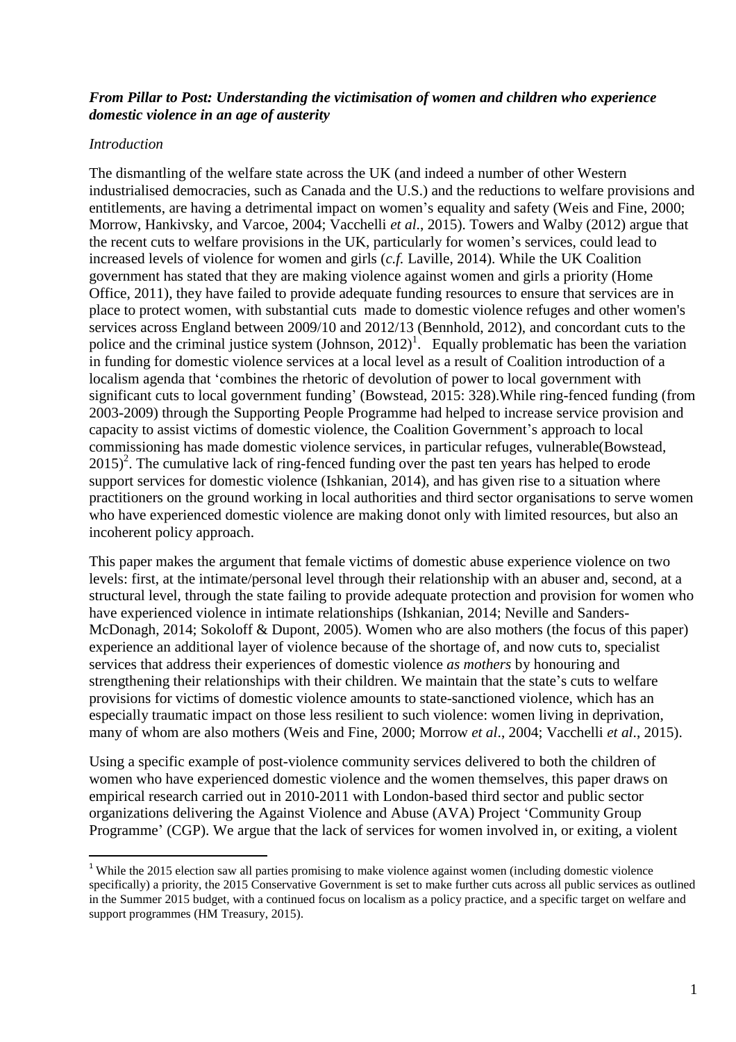*From Pillar to Post: Understanding the victimisation of women and children who experience domestic violence in an age of austerity*

*Introduction*

The dismantling of the welfare state across the UK (and indeed a number of other Western industrialised democracies, such as Canada and the U.S.) and the reductions to welfare provisions and entitlements, are having a detrimental impact on women's equality and safety (Weis and Fine, 2000; Morrow, Hankivsky, and Varcoe, 2004; Vacchelli *et al*., 2015). Towers and Walby (2012) argue that the recent cuts to welfare provisions in the UK, particularly for women's services, could lead to increased levels of violence for women and girls (*c.f.* Laville, 2014). While the UK Coalition government has stated that they are making violence against women and girls a priority (Home Office, 2011), they have failed to provide adequate funding resources to ensure that services are in place to protect women, with substantial cuts made to domestic violence refuges and other women's services across England between 2009/10 and 2012/13 (Bennhold, 2012), and concordant cuts to the police and the criminal justice system (Johnson, 2012)[1]. Equally problematic has been the variation in funding for domestic violence services at a local level as a result of Coalition introduction of a localism agenda that 'combines the rhetoric of devolution of power to local government with significant cuts to local government funding' (Bowstead, 2015: 328).While ring-fenced funding (from 2003-2009) through the Supporting People Programme had helped to increase service provision and capacity to assist victims of domestic violence, the Coalition Government's approach to local commissioning has made domestic violence services, in particular refuges, vulnerable(Bowstead, 2015)[2]. The cumulative lack of ring-fenced funding over the past ten years has helped to erode support services for domestic violence (Ishkanian, 2014), and has given rise to a situation where practitioners on the ground working in local authorities and third sector organisations to serve women who have experienced domestic violence are making donot only with limited resources, but also an incoherent policy approach.

This paper makes the argument that female victims of domestic abuse experience violence on two levels: first, at the intimate/personal level through their relationship with an abuser and, second, at a structural level, through the state failing to provide adequate protection and provision for women who have experienced violence in intimate relationships (Ishkanian, 2014; Neville and Sanders-McDonagh, 2014; Sokoloff & Dupont, 2005). Women who are also mothers (the focus of this paper) experience an additional layer of violence because of the shortage of, and now cuts to, specialist services that address their experiences of domestic violence *as mothers* by honouring and strengthening their relationships with their children. We maintain that the state's cuts to welfare provisions for victims of domestic violence amounts to state-sanctioned violence, which has an especially traumatic impact on those less resilient to such violence: women living in deprivation, many of whom are also mothers (Weis and Fine, 2000; Morrow *et al*., 2004; Vacchelli *et al*., 2015).

Using a specific example of post-violence community services delivered to both the children of women who have experienced domestic violence and the women themselves, this paper draws on empirical research carried out in 2010-2011 with London-based third sector and public sector organizations delivering the Against Violence and Abuse (AVA) Project 'Community Group Programme' (CGP). We argue that the lack of services for women involved in, or exiting, a violent

[1] While the 2015 election saw all parties promising to make violence against women (including domestic violence specifically) a priority, the 2015 Conservative Government is set to make further cuts across all public services as outlined in the Summer 2015 budget, with a continued focus on localism as a policy practice, and a specific target on welfare and support programmes (HM Treasury, 2015).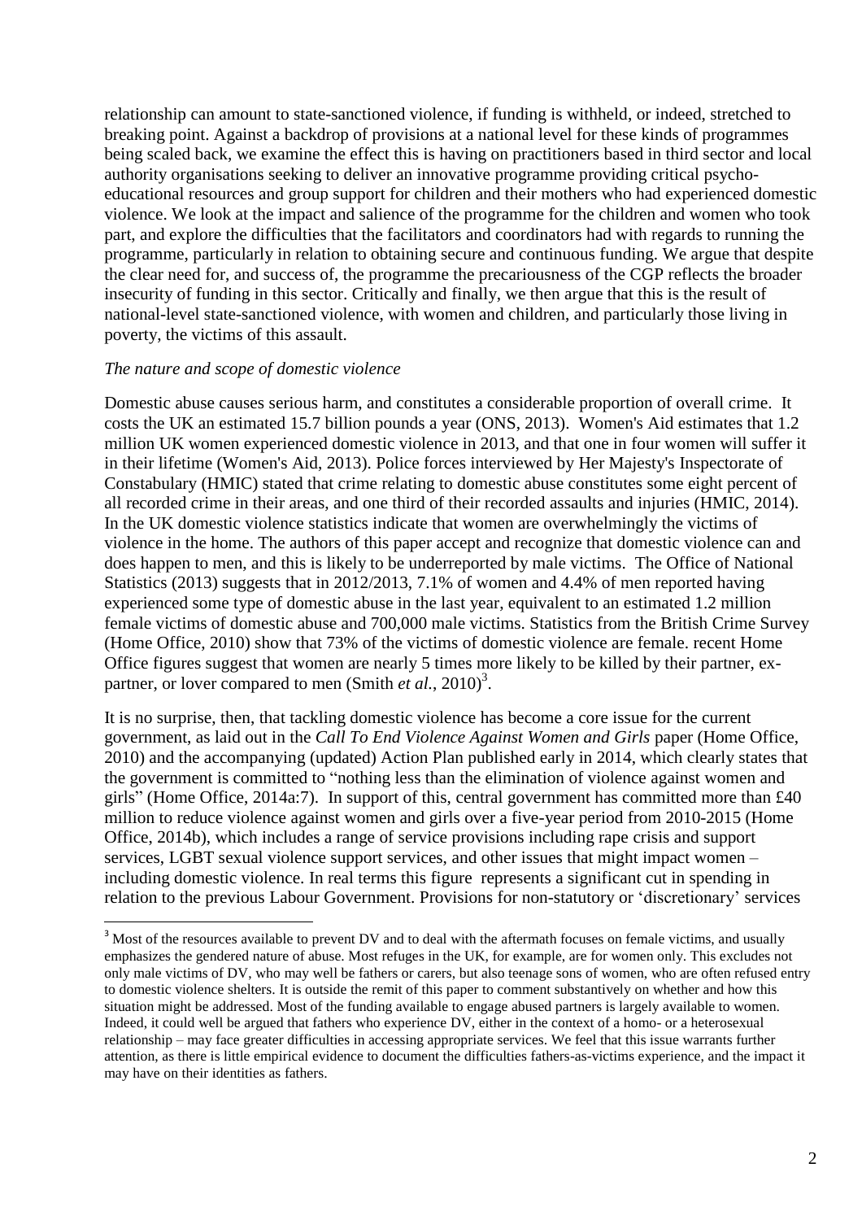relationship can amount to state-sanctioned violence, if funding is withheld, or indeed, stretched to breaking point. Against a backdrop of provisions at a national level for these kinds of programmes being scaled back, we examine the effect this is having on practitioners based in third sector and local authority organisations seeking to deliver an innovative programme providing critical psycho-educational resources and group support for children and their mothers who had experienced domestic violence. We look at the impact and salience of the programme for the children and women who took part, and explore the difficulties that the facilitators and coordinators had with regards to running the programme, particularly in relation to obtaining secure and continuous funding. We argue that despite the clear need for, and success of, the programme the precariousness of the CGP reflects the broader insecurity of funding in this sector. Critically and finally, we then argue that this is the result of national-level state-sanctioned violence, with women and children, and particularly those living in poverty, the victims of this assault.

*The nature and scope of domestic violence*

Domestic abuse causes serious harm, and constitutes a considerable proportion of overall crime. It costs the UK an estimated 15.7 billion pounds a year (ONS, 2013). Women's Aid estimates that 1.2 million UK women experienced domestic violence in 2013, and that one in four women will suffer it in their lifetime (Women's Aid, 2013). Police forces interviewed by Her Majesty's Inspectorate of Constabulary (HMIC) stated that crime relating to domestic abuse constitutes some eight percent of all recorded crime in their areas, and one third of their recorded assaults and injuries (HMIC, 2014). In the UK domestic violence statistics indicate that women are overwhelmingly the victims of violence in the home. The authors of this paper accept and recognize that domestic violence can and does happen to men, and this is likely to be underreported by male victims. The Office of National Statistics (2013) suggests that in 2012/2013, 7.1% of women and 4.4% of men reported having experienced some type of domestic abuse in the last year, equivalent to an estimated 1.2 million female victims of domestic abuse and 700,000 male victims. Statistics from the British Crime Survey (Home Office, 2010) show that 73% of the victims of domestic violence are female. recent Home Office figures suggest that women are nearly 5 times more likely to be killed by their partner, ex-partner, or lover compared to men (Smith *et al.*, 2010)[3].

It is no surprise, then, that tackling domestic violence has become a core issue for the current government, as laid out in the *Call To End Violence Against Women and Girls* paper (Home Office, 2010) and the accompanying (updated) Action Plan published early in 2014, which clearly states that the government is committed to "nothing less than the elimination of violence against women and girls" (Home Office, 2014a:7). In support of this, central government has committed more than £40 million to reduce violence against women and girls over a five-year period from 2010-2015 (Home Office, 2014b), which includes a range of service provisions including rape crisis and support services, LGBT sexual violence support services, and other issues that might impact women – including domestic violence. In real terms this figure represents a significant cut in spending in relation to the previous Labour Government. Provisions for non-statutory or 'discretionary' services

[3] Most of the resources available to prevent DV and to deal with the aftermath focuses on female victims, and usually emphasizes the gendered nature of abuse. Most refuges in the UK, for example, are for women only. This excludes not only male victims of DV, who may well be fathers or carers, but also teenage sons of women, who are often refused entry to domestic violence shelters. It is outside the remit of this paper to comment substantively on whether and how this situation might be addressed. Most of the funding available to engage abused partners is largely available to women. Indeed, it could well be argued that fathers who experience DV, either in the context of a homo- or a heterosexual relationship – may face greater difficulties in accessing appropriate services. We feel that this issue warrants further attention, as there is little empirical evidence to document the difficulties fathers-as-victims experience, and the impact it may have on their identities as fathers.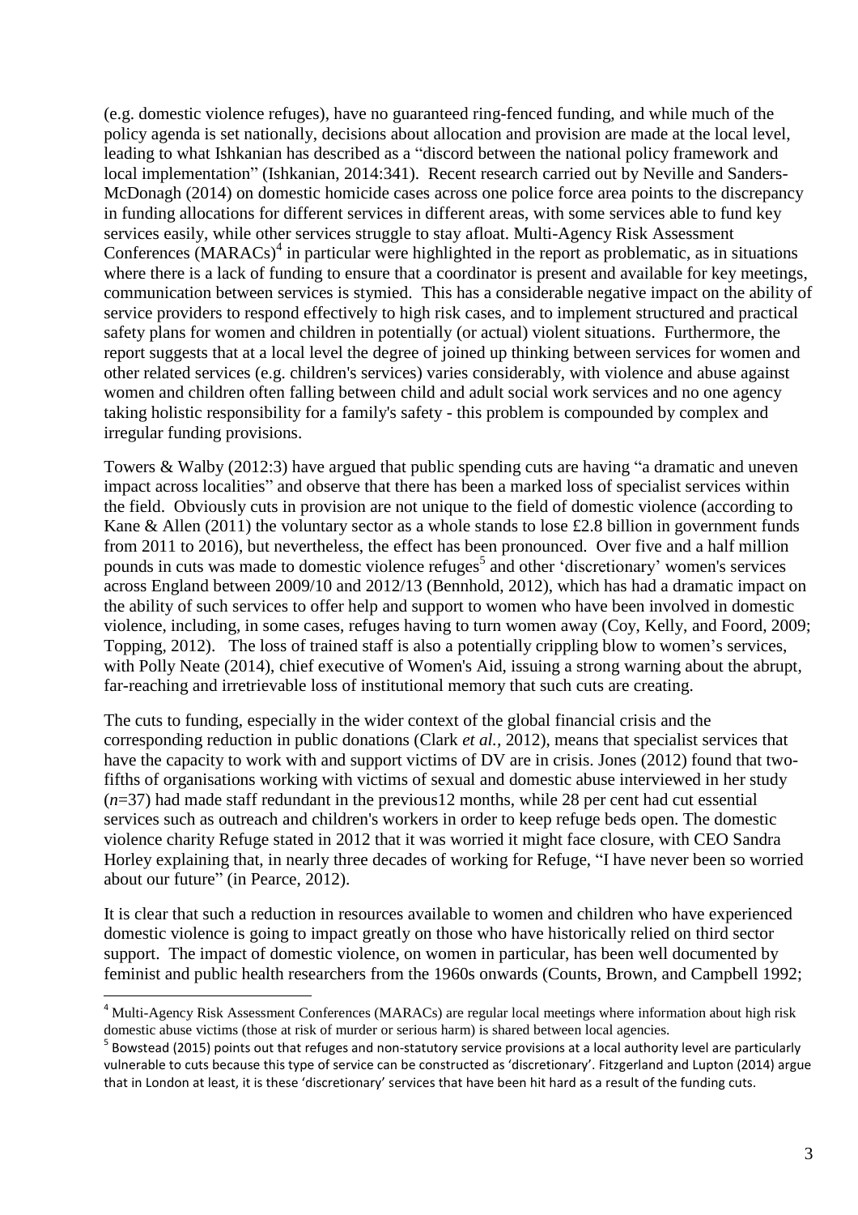(e.g. domestic violence refuges), have no guaranteed ring-fenced funding, and while much of the policy agenda is set nationally, decisions about allocation and provision are made at the local level, leading to what Ishkanian has described as a "discord between the national policy framework and local implementation" (Ishkanian, 2014:341). Recent research carried out by Neville and Sanders-McDonagh (2014) on domestic homicide cases across one police force area points to the discrepancy in funding allocations for different services in different areas, with some services able to fund key services easily, while other services struggle to stay afloat. Multi-Agency Risk Assessment Conferences (MARACs)[4] in particular were highlighted in the report as problematic, as in situations where there is a lack of funding to ensure that a coordinator is present and available for key meetings, communication between services is stymied. This has a considerable negative impact on the ability of service providers to respond effectively to high risk cases, and to implement structured and practical safety plans for women and children in potentially (or actual) violent situations. Furthermore, the report suggests that at a local level the degree of joined up thinking between services for women and other related services (e.g. children's services) varies considerably, with violence and abuse against women and children often falling between child and adult social work services and no one agency taking holistic responsibility for a family's safety - this problem is compounded by complex and irregular funding provisions.

Towers & Walby (2012:3) have argued that public spending cuts are having "a dramatic and uneven impact across localities" and observe that there has been a marked loss of specialist services within the field. Obviously cuts in provision are not unique to the field of domestic violence (according to Kane & Allen (2011) the voluntary sector as a whole stands to lose £2.8 billion in government funds from 2011 to 2016), but nevertheless, the effect has been pronounced. Over five and a half million pounds in cuts was made to domestic violence refuges[5] and other 'discretionary' women's services across England between 2009/10 and 2012/13 (Bennhold, 2012), which has had a dramatic impact on the ability of such services to offer help and support to women who have been involved in domestic violence, including, in some cases, refuges having to turn women away (Coy, Kelly, and Foord, 2009; Topping, 2012). The loss of trained staff is also a potentially crippling blow to women's services, with Polly Neate (2014), chief executive of Women's Aid, issuing a strong warning about the abrupt, far-reaching and irretrievable loss of institutional memory that such cuts are creating.

The cuts to funding, especially in the wider context of the global financial crisis and the corresponding reduction in public donations (Clark *et al.,* 2012), means that specialist services that have the capacity to work with and support victims of DV are in crisis. Jones (2012) found that two-fifths of organisations working with victims of sexual and domestic abuse interviewed in her study ($n$=37) had made staff redundant in the previous12 months, while 28 per cent had cut essential services such as outreach and children's workers in order to keep refuge beds open. The domestic violence charity Refuge stated in 2012 that it was worried it might face closure, with CEO Sandra Horley explaining that, in nearly three decades of working for Refuge, "I have never been so worried about our future" (in Pearce, 2012).

It is clear that such a reduction in resources available to women and children who have experienced domestic violence is going to impact greatly on those who have historically relied on third sector support. The impact of domestic violence, on women in particular, has been well documented by feminist and public health researchers from the 1960s onwards (Counts, Brown, and Campbell 1992;

---

[4] Multi-Agency Risk Assessment Conferences (MARACs) are regular local meetings where information about high risk domestic abuse victims (those at risk of murder or serious harm) is shared between local agencies.

[5] Bowstead (2015) points out that refuges and non-statutory service provisions at a local authority level are particularly vulnerable to cuts because this type of service can be constructed as 'discretionary'. Fitzgerland and Lupton (2014) argue that in London at least, it is these 'discretionary' services that have been hit hard as a result of the funding cuts.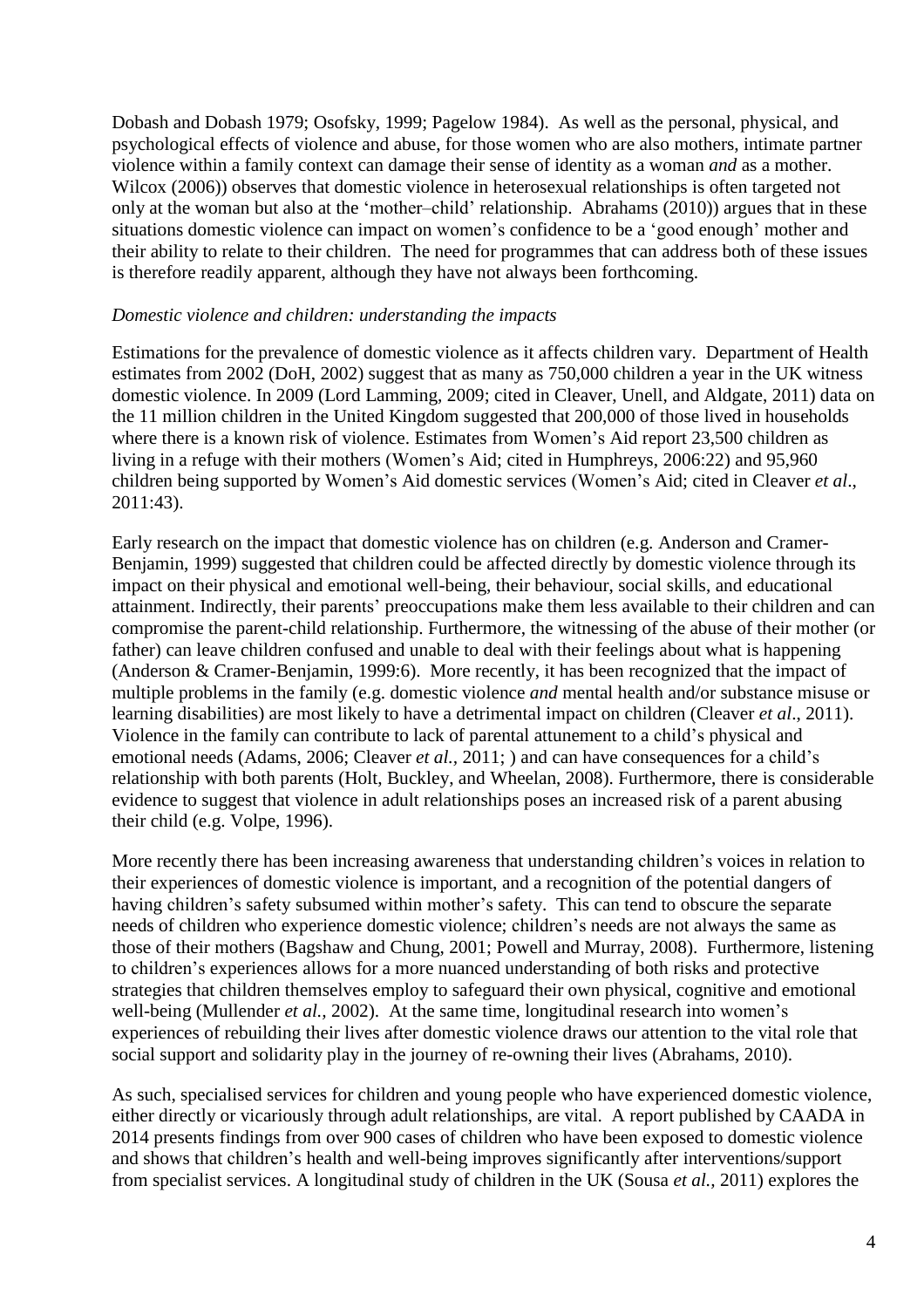Dobash and Dobash 1979; Osofsky, 1999; Pagelow 1984). As well as the personal, physical, and psychological effects of violence and abuse, for those women who are also mothers, intimate partner violence within a family context can damage their sense of identity as a woman *and* as a mother. Wilcox (2006)) observes that domestic violence in heterosexual relationships is often targeted not only at the woman but also at the 'mother–child' relationship. Abrahams (2010)) argues that in these situations domestic violence can impact on women's confidence to be a 'good enough' mother and their ability to relate to their children. The need for programmes that can address both of these issues is therefore readily apparent, although they have not always been forthcoming.

*Domestic violence and children: understanding the impacts*

Estimations for the prevalence of domestic violence as it affects children vary. Department of Health estimates from 2002 (DoH, 2002) suggest that as many as 750,000 children a year in the UK witness domestic violence. In 2009 (Lord Lamming, 2009; cited in Cleaver, Unell, and Aldgate, 2011) data on the 11 million children in the United Kingdom suggested that 200,000 of those lived in households where there is a known risk of violence. Estimates from Women's Aid report 23,500 children as living in a refuge with their mothers (Women's Aid; cited in Humphreys, 2006:22) and 95,960 children being supported by Women's Aid domestic services (Women's Aid; cited in Cleaver *et al*., 2011:43).

Early research on the impact that domestic violence has on children (e.g. Anderson and Cramer-Benjamin, 1999) suggested that children could be affected directly by domestic violence through its impact on their physical and emotional well-being, their behaviour, social skills, and educational attainment. Indirectly, their parents' preoccupations make them less available to their children and can compromise the parent-child relationship. Furthermore, the witnessing of the abuse of their mother (or father) can leave children confused and unable to deal with their feelings about what is happening (Anderson & Cramer-Benjamin, 1999:6). More recently, it has been recognized that the impact of multiple problems in the family (e.g. domestic violence *and* mental health and/or substance misuse or learning disabilities) are most likely to have a detrimental impact on children (Cleaver *et al*., 2011). Violence in the family can contribute to lack of parental attunement to a child's physical and emotional needs (Adams, 2006; Cleaver *et al.,* 2011; ) and can have consequences for a child's relationship with both parents (Holt, Buckley, and Wheelan, 2008). Furthermore, there is considerable evidence to suggest that violence in adult relationships poses an increased risk of a parent abusing their child (e.g. Volpe, 1996).

More recently there has been increasing awareness that understanding children's voices in relation to their experiences of domestic violence is important, and a recognition of the potential dangers of having children's safety subsumed within mother's safety. This can tend to obscure the separate needs of children who experience domestic violence; children's needs are not always the same as those of their mothers (Bagshaw and Chung, 2001; Powell and Murray, 2008). Furthermore, listening to children's experiences allows for a more nuanced understanding of both risks and protective strategies that children themselves employ to safeguard their own physical, cognitive and emotional well-being (Mullender *et al.,* 2002). At the same time, longitudinal research into women's experiences of rebuilding their lives after domestic violence draws our attention to the vital role that social support and solidarity play in the journey of re-owning their lives (Abrahams, 2010).

As such, specialised services for children and young people who have experienced domestic violence, either directly or vicariously through adult relationships, are vital. A report published by CAADA in 2014 presents findings from over 900 cases of children who have been exposed to domestic violence and shows that children's health and well-being improves significantly after interventions/support from specialist services. A longitudinal study of children in the UK (Sousa *et al.,* 2011) explores the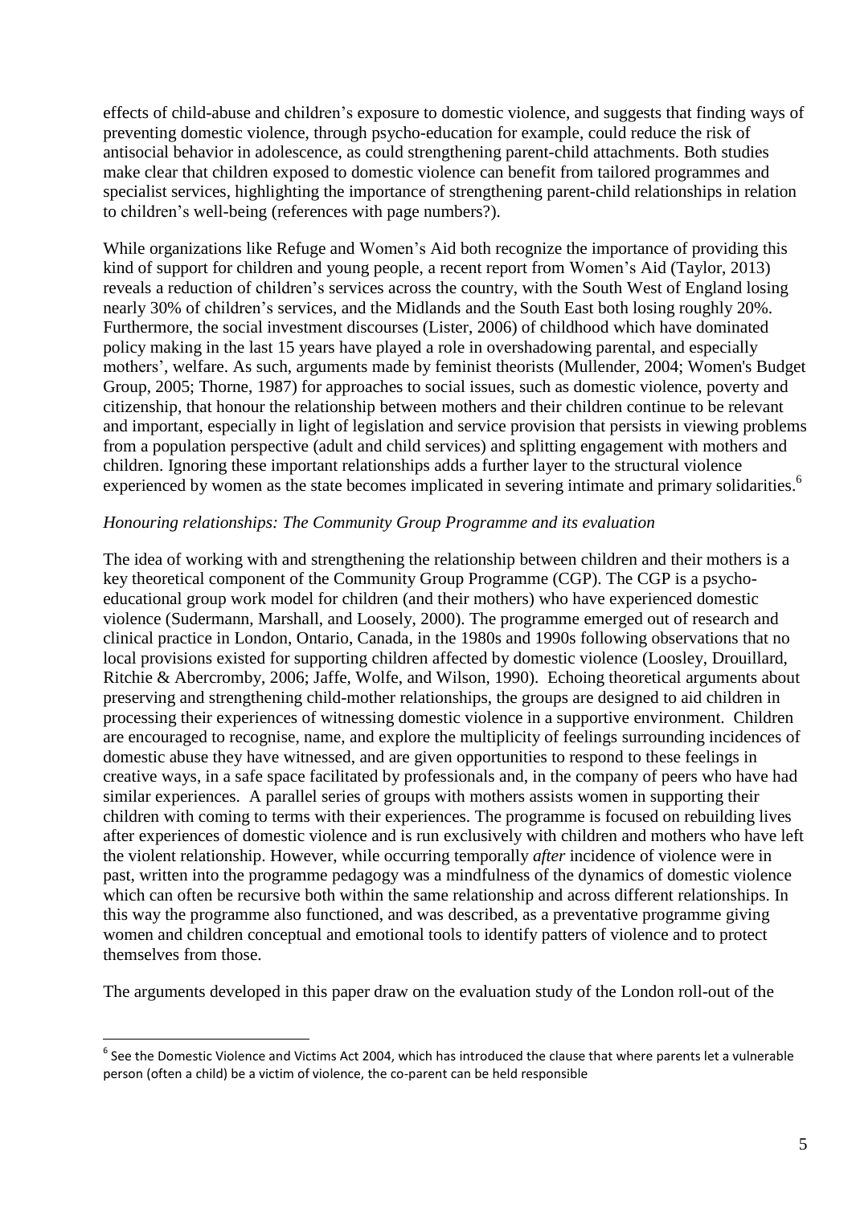effects of child-abuse and children's exposure to domestic violence, and suggests that finding ways of preventing domestic violence, through psycho-education for example, could reduce the risk of antisocial behavior in adolescence, as could strengthening parent-child attachments. Both studies make clear that children exposed to domestic violence can benefit from tailored programmes and specialist services, highlighting the importance of strengthening parent-child relationships in relation to children's well-being (references with page numbers?).

While organizations like Refuge and Women's Aid both recognize the importance of providing this kind of support for children and young people, a recent report from Women's Aid (Taylor, 2013) reveals a reduction of children's services across the country, with the South West of England losing nearly 30% of children's services, and the Midlands and the South East both losing roughly 20%. Furthermore, the social investment discourses (Lister, 2006) of childhood which have dominated policy making in the last 15 years have played a role in overshadowing parental, and especially mothers', welfare. As such, arguments made by feminist theorists (Mullender, 2004; Women's Budget Group, 2005; Thorne, 1987) for approaches to social issues, such as domestic violence, poverty and citizenship, that honour the relationship between mothers and their children continue to be relevant and important, especially in light of legislation and service provision that persists in viewing problems from a population perspective (adult and child services) and splitting engagement with mothers and children. Ignoring these important relationships adds a further layer to the structural violence experienced by women as the state becomes implicated in severing intimate and primary solidarities.[6]

*Honouring relationships: The Community Group Programme and its evaluation*

The idea of working with and strengthening the relationship between children and their mothers is a key theoretical component of the Community Group Programme (CGP). The CGP is a psycho-educational group work model for children (and their mothers) who have experienced domestic violence (Sudermann, Marshall, and Loosely, 2000). The programme emerged out of research and clinical practice in London, Ontario, Canada, in the 1980s and 1990s following observations that no local provisions existed for supporting children affected by domestic violence (Loosley, Drouillard, Ritchie & Abercromby, 2006; Jaffe, Wolfe, and Wilson, 1990). Echoing theoretical arguments about preserving and strengthening child-mother relationships, the groups are designed to aid children in processing their experiences of witnessing domestic violence in a supportive environment. Children are encouraged to recognise, name, and explore the multiplicity of feelings surrounding incidences of domestic abuse they have witnessed, and are given opportunities to respond to these feelings in creative ways, in a safe space facilitated by professionals and, in the company of peers who have had similar experiences. A parallel series of groups with mothers assists women in supporting their children with coming to terms with their experiences. The programme is focused on rebuilding lives after experiences of domestic violence and is run exclusively with children and mothers who have left the violent relationship. However, while occurring temporally *after* incidence of violence were in past, written into the programme pedagogy was a mindfulness of the dynamics of domestic violence which can often be recursive both within the same relationship and across different relationships. In this way the programme also functioned, and was described, as a preventative programme giving women and children conceptual and emotional tools to identify patters of violence and to protect themselves from those.

The arguments developed in this paper draw on the evaluation study of the London roll-out of the

---

[6] See the Domestic Violence and Victims Act 2004, which has introduced the clause that where parents let a vulnerable person (often a child) be a victim of violence, the co-parent can be held responsible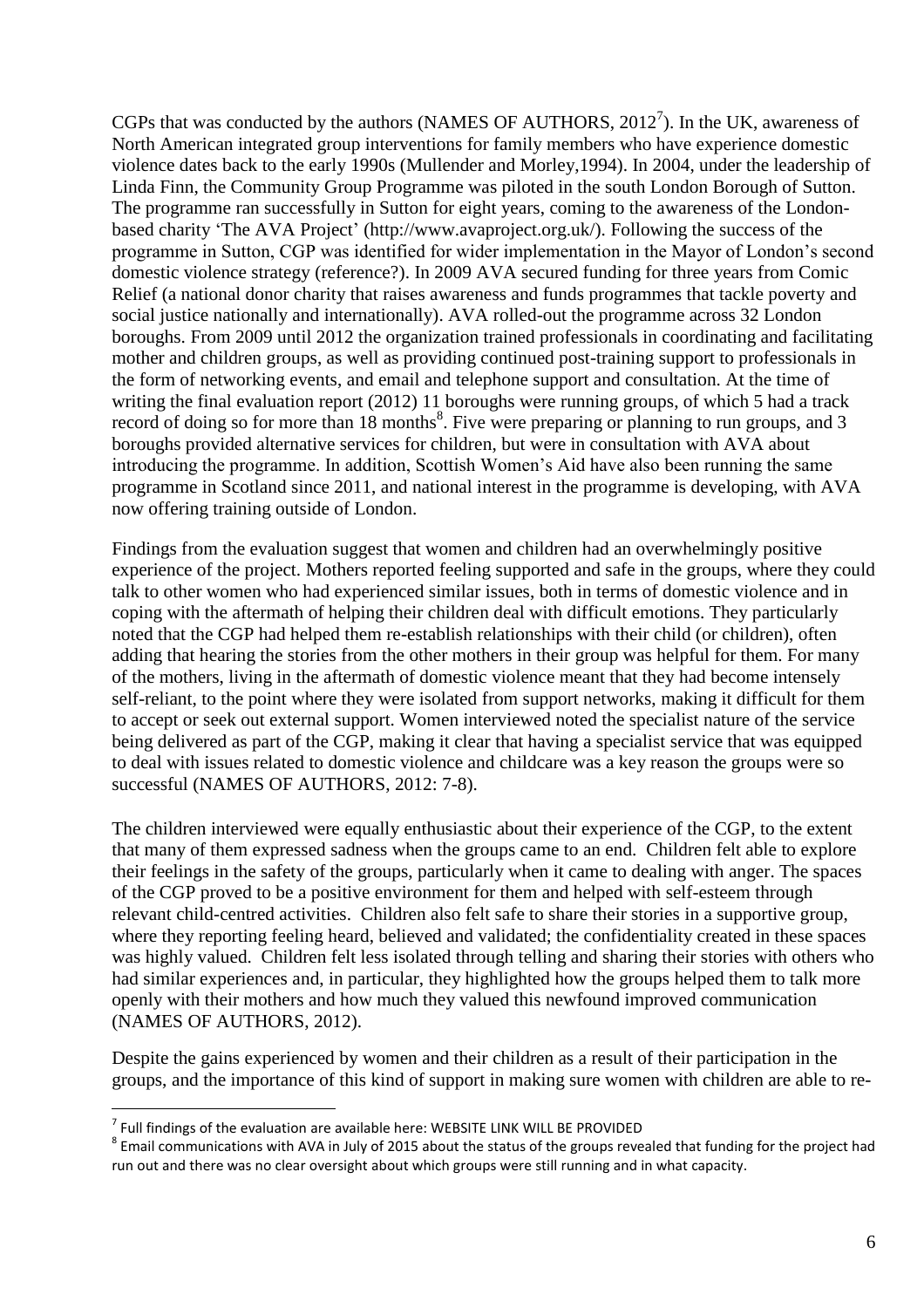CGPs that was conducted by the authors (NAMES OF AUTHORS, 2012[7]). In the UK, awareness of North American integrated group interventions for family members who have experience domestic violence dates back to the early 1990s (Mullender and Morley,1994). In 2004, under the leadership of Linda Finn, the Community Group Programme was piloted in the south London Borough of Sutton. The programme ran successfully in Sutton for eight years, coming to the awareness of the London-based charity 'The AVA Project' (http://www.avaproject.org.uk/). Following the success of the programme in Sutton, CGP was identified for wider implementation in the Mayor of London's second domestic violence strategy (reference?). In 2009 AVA secured funding for three years from Comic Relief (a national donor charity that raises awareness and funds programmes that tackle poverty and social justice nationally and internationally). AVA rolled-out the programme across 32 London boroughs. From 2009 until 2012 the organization trained professionals in coordinating and facilitating mother and children groups, as well as providing continued post-training support to professionals in the form of networking events, and email and telephone support and consultation. At the time of writing the final evaluation report (2012) 11 boroughs were running groups, of which 5 had a track record of doing so for more than 18 months[8]. Five were preparing or planning to run groups, and 3 boroughs provided alternative services for children, but were in consultation with AVA about introducing the programme. In addition, Scottish Women's Aid have also been running the same programme in Scotland since 2011, and national interest in the programme is developing, with AVA now offering training outside of London.

Findings from the evaluation suggest that women and children had an overwhelmingly positive experience of the project. Mothers reported feeling supported and safe in the groups, where they could talk to other women who had experienced similar issues, both in terms of domestic violence and in coping with the aftermath of helping their children deal with difficult emotions. They particularly noted that the CGP had helped them re-establish relationships with their child (or children), often adding that hearing the stories from the other mothers in their group was helpful for them. For many of the mothers, living in the aftermath of domestic violence meant that they had become intensely self-reliant, to the point where they were isolated from support networks, making it difficult for them to accept or seek out external support. Women interviewed noted the specialist nature of the service being delivered as part of the CGP, making it clear that having a specialist service that was equipped to deal with issues related to domestic violence and childcare was a key reason the groups were so successful (NAMES OF AUTHORS, 2012: 7-8).

The children interviewed were equally enthusiastic about their experience of the CGP, to the extent that many of them expressed sadness when the groups came to an end. Children felt able to explore their feelings in the safety of the groups, particularly when it came to dealing with anger. The spaces of the CGP proved to be a positive environment for them and helped with self-esteem through relevant child-centred activities. Children also felt safe to share their stories in a supportive group, where they reporting feeling heard, believed and validated; the confidentiality created in these spaces was highly valued. Children felt less isolated through telling and sharing their stories with others who had similar experiences and, in particular, they highlighted how the groups helped them to talk more openly with their mothers and how much they valued this newfound improved communication (NAMES OF AUTHORS, 2012).

Despite the gains experienced by women and their children as a result of their participation in the groups, and the importance of this kind of support in making sure women with children are able to re-

[7] Full findings of the evaluation are available here: WEBSITE LINK WILL BE PROVIDED

[8] Email communications with AVA in July of 2015 about the status of the groups revealed that funding for the project had run out and there was no clear oversight about which groups were still running and in what capacity.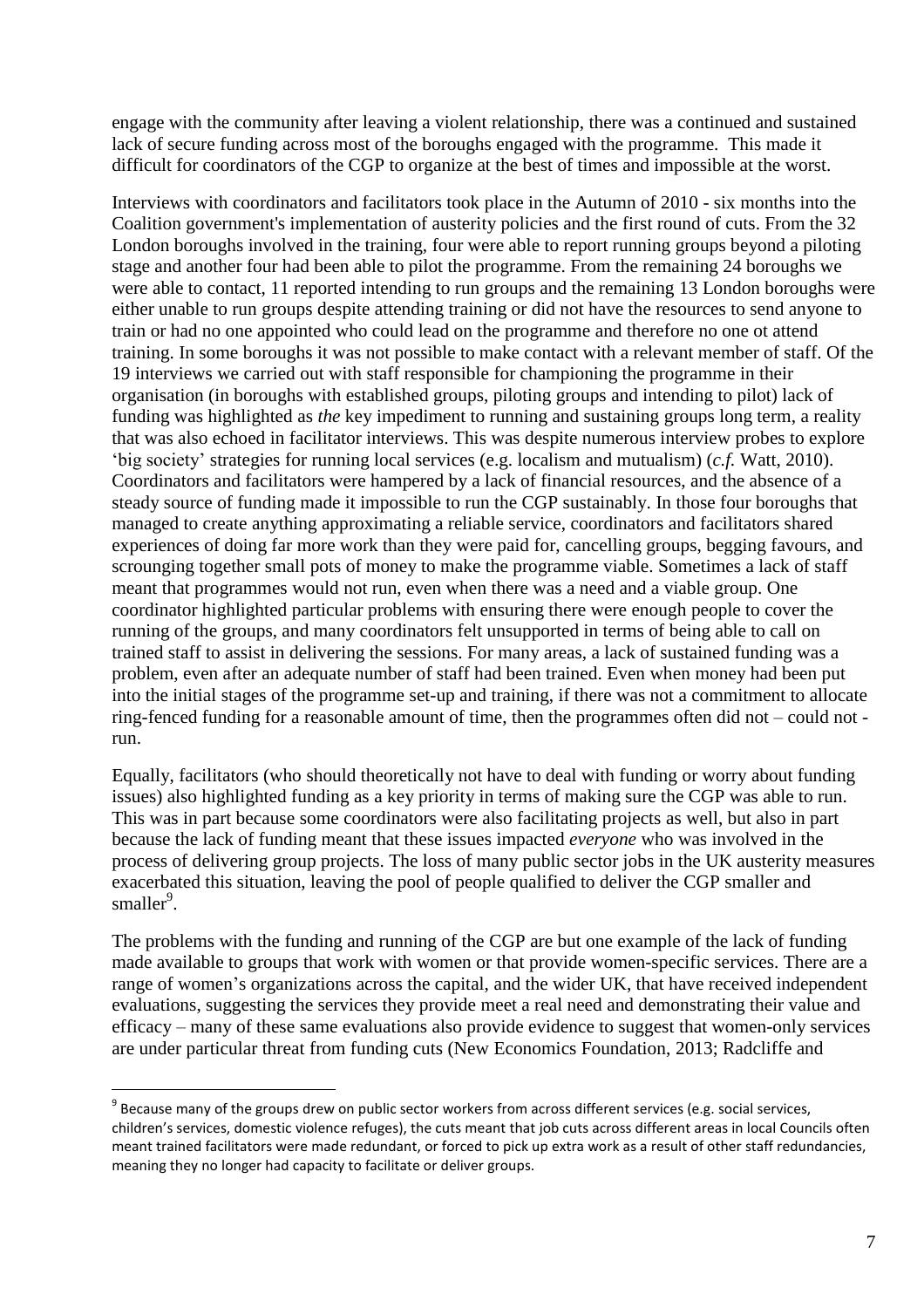engage with the community after leaving a violent relationship, there was a continued and sustained lack of secure funding across most of the boroughs engaged with the programme. This made it difficult for coordinators of the CGP to organize at the best of times and impossible at the worst.

Interviews with coordinators and facilitators took place in the Autumn of 2010 - six months into the Coalition government's implementation of austerity policies and the first round of cuts. From the 32 London boroughs involved in the training, four were able to report running groups beyond a piloting stage and another four had been able to pilot the programme. From the remaining 24 boroughs we were able to contact, 11 reported intending to run groups and the remaining 13 London boroughs were either unable to run groups despite attending training or did not have the resources to send anyone to train or had no one appointed who could lead on the programme and therefore no one ot attend training. In some boroughs it was not possible to make contact with a relevant member of staff. Of the 19 interviews we carried out with staff responsible for championing the programme in their organisation (in boroughs with established groups, piloting groups and intending to pilot) lack of funding was highlighted as *the* key impediment to running and sustaining groups long term, a reality that was also echoed in facilitator interviews. This was despite numerous interview probes to explore 'big society' strategies for running local services (e.g. localism and mutualism) (*c.f.* Watt, 2010). Coordinators and facilitators were hampered by a lack of financial resources, and the absence of a steady source of funding made it impossible to run the CGP sustainably. In those four boroughs that managed to create anything approximating a reliable service, coordinators and facilitators shared experiences of doing far more work than they were paid for, cancelling groups, begging favours, and scrounging together small pots of money to make the programme viable. Sometimes a lack of staff meant that programmes would not run, even when there was a need and a viable group. One coordinator highlighted particular problems with ensuring there were enough people to cover the running of the groups, and many coordinators felt unsupported in terms of being able to call on trained staff to assist in delivering the sessions. For many areas, a lack of sustained funding was a problem, even after an adequate number of staff had been trained. Even when money had been put into the initial stages of the programme set-up and training, if there was not a commitment to allocate ring-fenced funding for a reasonable amount of time, then the programmes often did not – could not - run.

Equally, facilitators (who should theoretically not have to deal with funding or worry about funding issues) also highlighted funding as a key priority in terms of making sure the CGP was able to run. This was in part because some coordinators were also facilitating projects as well, but also in part because the lack of funding meant that these issues impacted *everyone* who was involved in the process of delivering group projects. The loss of many public sector jobs in the UK austerity measures exacerbated this situation, leaving the pool of people qualified to deliver the CGP smaller and smaller[9].

The problems with the funding and running of the CGP are but one example of the lack of funding made available to groups that work with women or that provide women-specific services. There are a range of women's organizations across the capital, and the wider UK, that have received independent evaluations, suggesting the services they provide meet a real need and demonstrating their value and efficacy – many of these same evaluations also provide evidence to suggest that women-only services are under particular threat from funding cuts (New Economics Foundation, 2013; Radcliffe and

[9] Because many of the groups drew on public sector workers from across different services (e.g. social services, children's services, domestic violence refuges), the cuts meant that job cuts across different areas in local Councils often meant trained facilitators were made redundant, or forced to pick up extra work as a result of other staff redundancies, meaning they no longer had capacity to facilitate or deliver groups.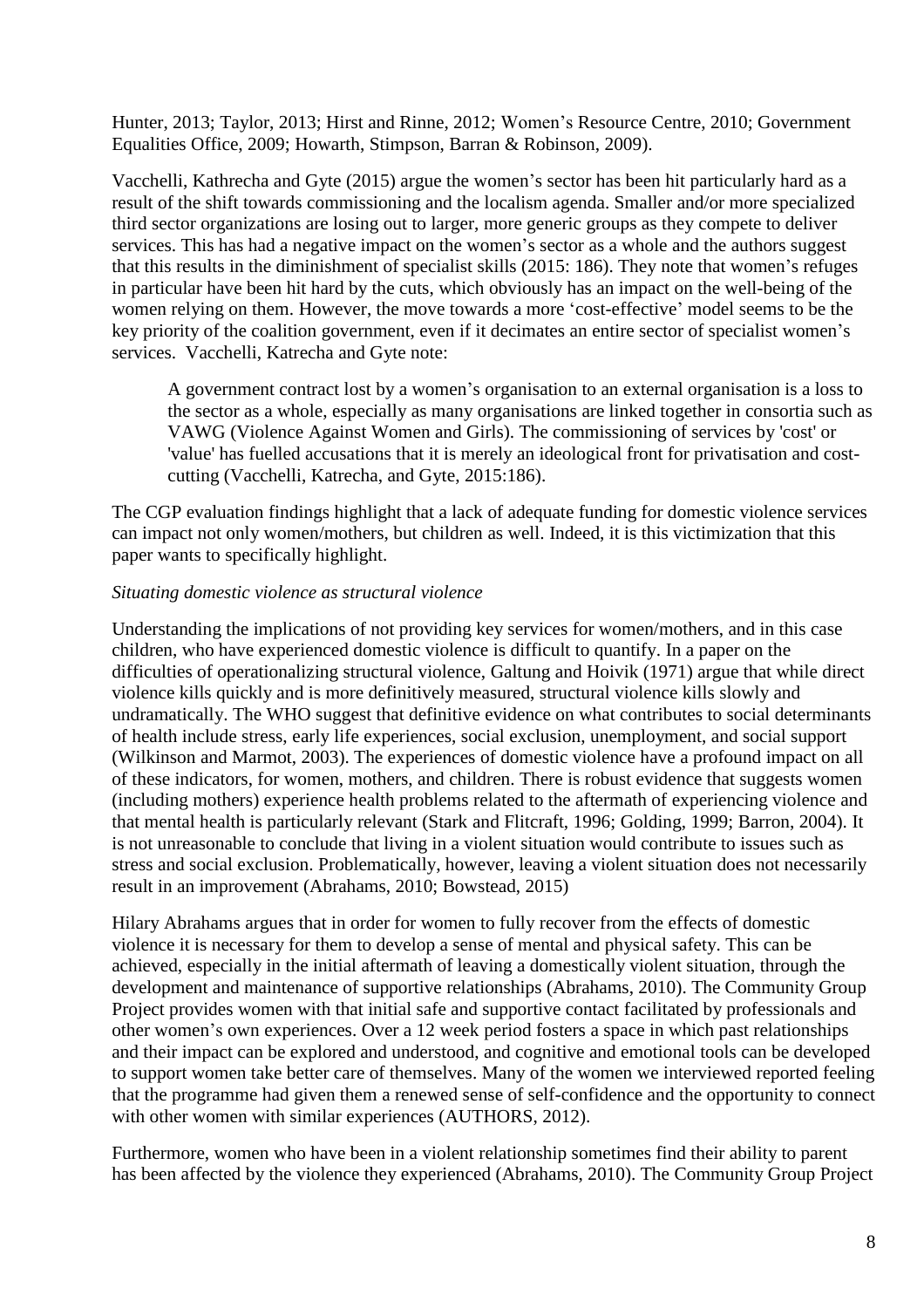Hunter, 2013; Taylor, 2013; Hirst and Rinne, 2012; Women's Resource Centre, 2010; Government Equalities Office, 2009; Howarth, Stimpson, Barran & Robinson, 2009).

Vacchelli, Kathrecha and Gyte (2015) argue the women's sector has been hit particularly hard as a result of the shift towards commissioning and the localism agenda. Smaller and/or more specialized third sector organizations are losing out to larger, more generic groups as they compete to deliver services. This has had a negative impact on the women's sector as a whole and the authors suggest that this results in the diminishment of specialist skills (2015: 186). They note that women's refuges in particular have been hit hard by the cuts, which obviously has an impact on the well-being of the women relying on them. However, the move towards a more 'cost-effective' model seems to be the key priority of the coalition government, even if it decimates an entire sector of specialist women's services. Vacchelli, Katrecha and Gyte note:

> A government contract lost by a women's organisation to an external organisation is a loss to the sector as a whole, especially as many organisations are linked together in consortia such as VAWG (Violence Against Women and Girls). The commissioning of services by 'cost' or 'value' has fuelled accusations that it is merely an ideological front for privatisation and cost-cutting (Vacchelli, Katrecha, and Gyte, 2015:186).

The CGP evaluation findings highlight that a lack of adequate funding for domestic violence services can impact not only women/mothers, but children as well. Indeed, it is this victimization that this paper wants to specifically highlight.

*Situating domestic violence as structural violence*

Understanding the implications of not providing key services for women/mothers, and in this case children, who have experienced domestic violence is difficult to quantify. In a paper on the difficulties of operationalizing structural violence, Galtung and Hoivik (1971) argue that while direct violence kills quickly and is more definitively measured, structural violence kills slowly and undramatically. The WHO suggest that definitive evidence on what contributes to social determinants of health include stress, early life experiences, social exclusion, unemployment, and social support (Wilkinson and Marmot, 2003). The experiences of domestic violence have a profound impact on all of these indicators, for women, mothers, and children. There is robust evidence that suggests women (including mothers) experience health problems related to the aftermath of experiencing violence and that mental health is particularly relevant (Stark and Flitcraft, 1996; Golding, 1999; Barron, 2004). It is not unreasonable to conclude that living in a violent situation would contribute to issues such as stress and social exclusion. Problematically, however, leaving a violent situation does not necessarily result in an improvement (Abrahams, 2010; Bowstead, 2015)

Hilary Abrahams argues that in order for women to fully recover from the effects of domestic violence it is necessary for them to develop a sense of mental and physical safety. This can be achieved, especially in the initial aftermath of leaving a domestically violent situation, through the development and maintenance of supportive relationships (Abrahams, 2010). The Community Group Project provides women with that initial safe and supportive contact facilitated by professionals and other women's own experiences. Over a 12 week period fosters a space in which past relationships and their impact can be explored and understood, and cognitive and emotional tools can be developed to support women take better care of themselves. Many of the women we interviewed reported feeling that the programme had given them a renewed sense of self-confidence and the opportunity to connect with other women with similar experiences (AUTHORS, 2012).

Furthermore, women who have been in a violent relationship sometimes find their ability to parent has been affected by the violence they experienced (Abrahams, 2010). The Community Group Project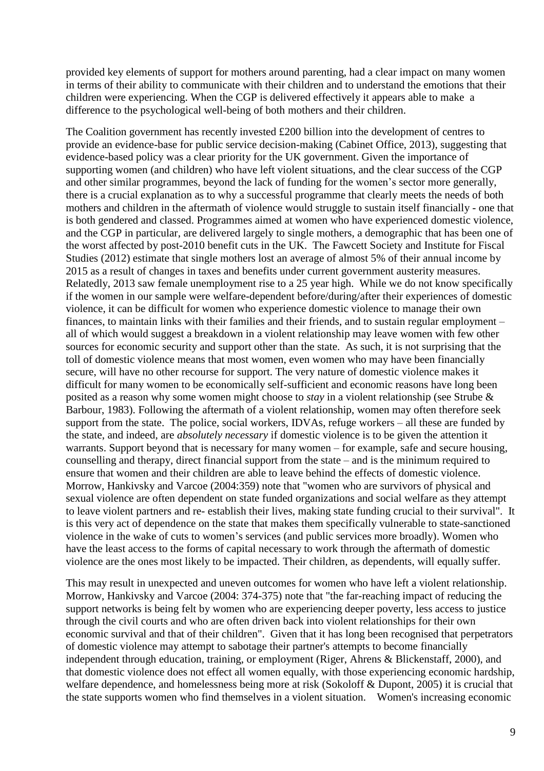provided key elements of support for mothers around parenting, had a clear impact on many women in terms of their ability to communicate with their children and to understand the emotions that their children were experiencing. When the CGP is delivered effectively it appears able to make a difference to the psychological well-being of both mothers and their children.

The Coalition government has recently invested £200 billion into the development of centres to provide an evidence-base for public service decision-making (Cabinet Office, 2013), suggesting that evidence-based policy was a clear priority for the UK government. Given the importance of supporting women (and children) who have left violent situations, and the clear success of the CGP and other similar programmes, beyond the lack of funding for the women's sector more generally, there is a crucial explanation as to why a successful programme that clearly meets the needs of both mothers and children in the aftermath of violence would struggle to sustain itself financially - one that is both gendered and classed. Programmes aimed at women who have experienced domestic violence, and the CGP in particular, are delivered largely to single mothers, a demographic that has been one of the worst affected by post-2010 benefit cuts in the UK. The Fawcett Society and Institute for Fiscal Studies (2012) estimate that single mothers lost an average of almost 5% of their annual income by 2015 as a result of changes in taxes and benefits under current government austerity measures. Relatedly, 2013 saw female unemployment rise to a 25 year high. While we do not know specifically if the women in our sample were welfare-dependent before/during/after their experiences of domestic violence, it can be difficult for women who experience domestic violence to manage their own finances, to maintain links with their families and their friends, and to sustain regular employment – all of which would suggest a breakdown in a violent relationship may leave women with few other sources for economic security and support other than the state. As such, it is not surprising that the toll of domestic violence means that most women, even women who may have been financially secure, will have no other recourse for support. The very nature of domestic violence makes it difficult for many women to be economically self-sufficient and economic reasons have long been posited as a reason why some women might choose to *stay* in a violent relationship (see Strube & Barbour, 1983). Following the aftermath of a violent relationship, women may often therefore seek support from the state. The police, social workers, IDVAs, refuge workers – all these are funded by the state, and indeed, are *absolutely necessary* if domestic violence is to be given the attention it warrants. Support beyond that is necessary for many women – for example, safe and secure housing, counselling and therapy, direct financial support from the state – and is the minimum required to ensure that women and their children are able to leave behind the effects of domestic violence. Morrow, Hankivsky and Varcoe (2004:359) note that "women who are survivors of physical and sexual violence are often dependent on state funded organizations and social welfare as they attempt to leave violent partners and re- establish their lives, making state funding crucial to their survival". It is this very act of dependence on the state that makes them specifically vulnerable to state-sanctioned violence in the wake of cuts to women's services (and public services more broadly). Women who have the least access to the forms of capital necessary to work through the aftermath of domestic violence are the ones most likely to be impacted. Their children, as dependents, will equally suffer.

This may result in unexpected and uneven outcomes for women who have left a violent relationship. Morrow, Hankivsky and Varcoe (2004: 374-375) note that "the far-reaching impact of reducing the support networks is being felt by women who are experiencing deeper poverty, less access to justice through the civil courts and who are often driven back into violent relationships for their own economic survival and that of their children". Given that it has long been recognised that perpetrators of domestic violence may attempt to sabotage their partner's attempts to become financially independent through education, training, or employment (Riger, Ahrens & Blickenstaff, 2000), and that domestic violence does not effect all women equally, with those experiencing economic hardship, welfare dependence, and homelessness being more at risk (Sokoloff & Dupont, 2005) it is crucial that the state supports women who find themselves in a violent situation. Women's increasing economic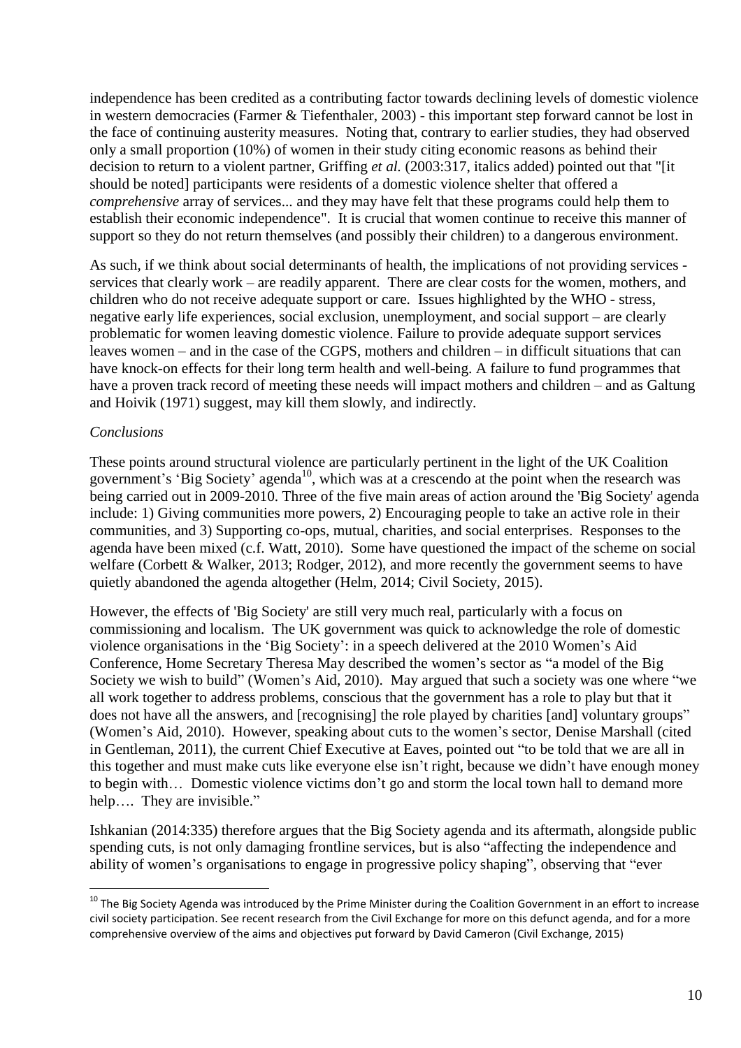independence has been credited as a contributing factor towards declining levels of domestic violence in western democracies (Farmer & Tiefenthaler, 2003) - this important step forward cannot be lost in the face of continuing austerity measures. Noting that, contrary to earlier studies, they had observed only a small proportion (10%) of women in their study citing economic reasons as behind their decision to return to a violent partner, Griffing *et al.* (2003:317, italics added) pointed out that "[it should be noted] participants were residents of a domestic violence shelter that offered a *comprehensive* array of services... and they may have felt that these programs could help them to establish their economic independence". It is crucial that women continue to receive this manner of support so they do not return themselves (and possibly their children) to a dangerous environment.

As such, if we think about social determinants of health, the implications of not providing services - services that clearly work – are readily apparent. There are clear costs for the women, mothers, and children who do not receive adequate support or care. Issues highlighted by the WHO - stress, negative early life experiences, social exclusion, unemployment, and social support – are clearly problematic for women leaving domestic violence. Failure to provide adequate support services leaves women – and in the case of the CGPS, mothers and children – in difficult situations that can have knock-on effects for their long term health and well-being. A failure to fund programmes that have a proven track record of meeting these needs will impact mothers and children – and as Galtung and Hoivik (1971) suggest, may kill them slowly, and indirectly.

*Conclusions*

These points around structural violence are particularly pertinent in the light of the UK Coalition government's 'Big Society' agenda[10], which was at a crescendo at the point when the research was being carried out in 2009-2010. Three of the five main areas of action around the 'Big Society' agenda include: 1) Giving communities more powers, 2) Encouraging people to take an active role in their communities, and 3) Supporting co-ops, mutual, charities, and social enterprises. Responses to the agenda have been mixed (c.f. Watt, 2010). Some have questioned the impact of the scheme on social welfare (Corbett & Walker, 2013; Rodger, 2012), and more recently the government seems to have quietly abandoned the agenda altogether (Helm, 2014; Civil Society, 2015).

However, the effects of 'Big Society' are still very much real, particularly with a focus on commissioning and localism. The UK government was quick to acknowledge the role of domestic violence organisations in the 'Big Society': in a speech delivered at the 2010 Women's Aid Conference, Home Secretary Theresa May described the women's sector as "a model of the Big Society we wish to build" (Women's Aid, 2010). May argued that such a society was one where "we all work together to address problems, conscious that the government has a role to play but that it does not have all the answers, and [recognising] the role played by charities [and] voluntary groups" (Women's Aid, 2010). However, speaking about cuts to the women's sector, Denise Marshall (cited in Gentleman, 2011), the current Chief Executive at Eaves, pointed out "to be told that we are all in this together and must make cuts like everyone else isn't right, because we didn't have enough money to begin with… Domestic violence victims don't go and storm the local town hall to demand more help…. They are invisible."

Ishkanian (2014:335) therefore argues that the Big Society agenda and its aftermath, alongside public spending cuts, is not only damaging frontline services, but is also "affecting the independence and ability of women's organisations to engage in progressive policy shaping", observing that "ever

[10] The Big Society Agenda was introduced by the Prime Minister during the Coalition Government in an effort to increase civil society participation. See recent research from the Civil Exchange for more on this defunct agenda, and for a more comprehensive overview of the aims and objectives put forward by David Cameron (Civil Exchange, 2015)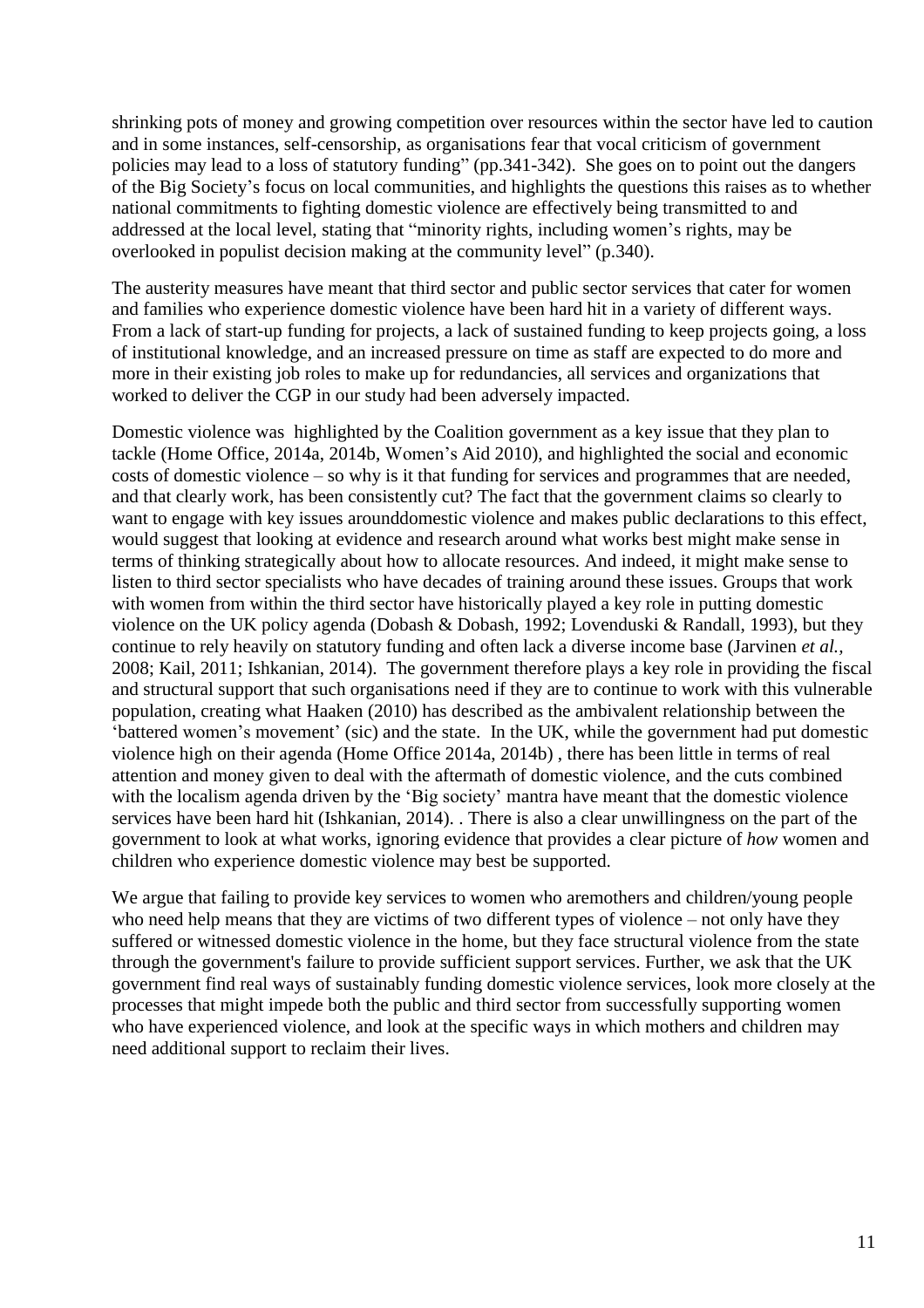shrinking pots of money and growing competition over resources within the sector have led to caution and in some instances, self-censorship, as organisations fear that vocal criticism of government policies may lead to a loss of statutory funding" (pp.341-342). She goes on to point out the dangers of the Big Society's focus on local communities, and highlights the questions this raises as to whether national commitments to fighting domestic violence are effectively being transmitted to and addressed at the local level, stating that "minority rights, including women's rights, may be overlooked in populist decision making at the community level" (p.340).

The austerity measures have meant that third sector and public sector services that cater for women and families who experience domestic violence have been hard hit in a variety of different ways. From a lack of start-up funding for projects, a lack of sustained funding to keep projects going, a loss of institutional knowledge, and an increased pressure on time as staff are expected to do more and more in their existing job roles to make up for redundancies, all services and organizations that worked to deliver the CGP in our study had been adversely impacted.

Domestic violence was highlighted by the Coalition government as a key issue that they plan to tackle (Home Office, 2014a, 2014b, Women's Aid 2010), and highlighted the social and economic costs of domestic violence – so why is it that funding for services and programmes that are needed, and that clearly work, has been consistently cut? The fact that the government claims so clearly to want to engage with key issues arounddomestic violence and makes public declarations to this effect, would suggest that looking at evidence and research around what works best might make sense in terms of thinking strategically about how to allocate resources. And indeed, it might make sense to listen to third sector specialists who have decades of training around these issues. Groups that work with women from within the third sector have historically played a key role in putting domestic violence on the UK policy agenda (Dobash & Dobash, 1992; Lovenduski & Randall, 1993), but they continue to rely heavily on statutory funding and often lack a diverse income base (Jarvinen *et al.*, 2008; Kail, 2011; Ishkanian, 2014). The government therefore plays a key role in providing the fiscal and structural support that such organisations need if they are to continue to work with this vulnerable population, creating what Haaken (2010) has described as the ambivalent relationship between the 'battered women's movement' (sic) and the state. In the UK, while the government had put domestic violence high on their agenda (Home Office 2014a, 2014b) , there has been little in terms of real attention and money given to deal with the aftermath of domestic violence, and the cuts combined with the localism agenda driven by the 'Big society' mantra have meant that the domestic violence services have been hard hit (Ishkanian, 2014). . There is also a clear unwillingness on the part of the government to look at what works, ignoring evidence that provides a clear picture of *how* women and children who experience domestic violence may best be supported.

We argue that failing to provide key services to women who aremothers and children/young people who need help means that they are victims of two different types of violence – not only have they suffered or witnessed domestic violence in the home, but they face structural violence from the state through the government's failure to provide sufficient support services. Further, we ask that the UK government find real ways of sustainably funding domestic violence services, look more closely at the processes that might impede both the public and third sector from successfully supporting women who have experienced violence, and look at the specific ways in which mothers and children may need additional support to reclaim their lives.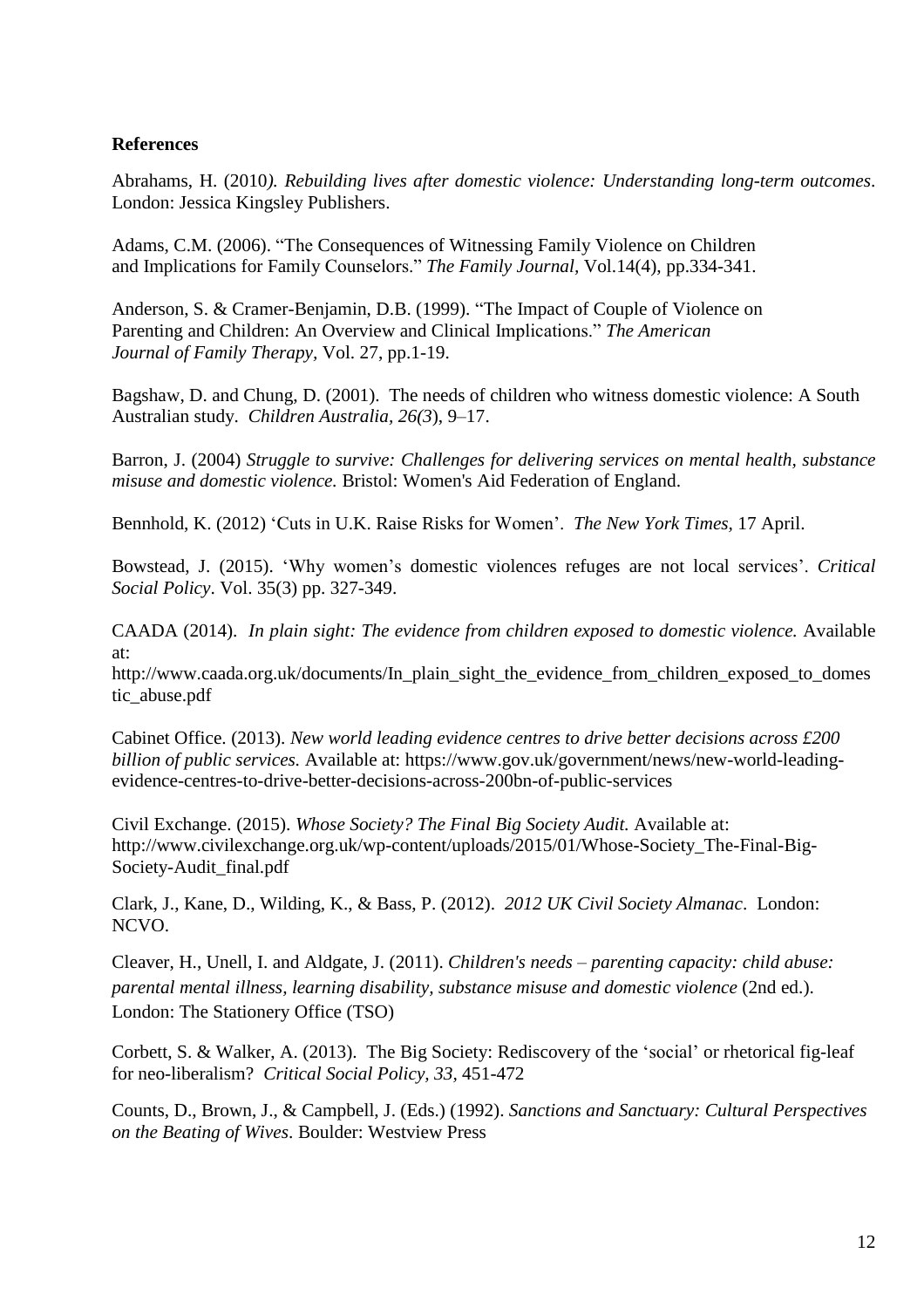**References**

Abrahams, H. (2010*). Rebuilding lives after domestic violence: Understanding long-term outcomes*. London: Jessica Kingsley Publishers.

Adams, C.M. (2006). "The Consequences of Witnessing Family Violence on Children and Implications for Family Counselors." *The Family Journal,* Vol.14(4), pp.334-341.

Anderson, S. & Cramer-Benjamin, D.B. (1999). "The Impact of Couple of Violence on Parenting and Children: An Overview and Clinical Implications." *The American Journal of Family Therapy,* Vol. 27, pp.1-19.

Bagshaw, D. and Chung, D. (2001). The needs of children who witness domestic violence: A South Australian study. *Children Australia, 26(3*), 9–17.

Barron, J. (2004) *Struggle to survive: Challenges for delivering services on mental health, substance misuse and domestic violence.* Bristol: Women's Aid Federation of England.

Bennhold, K. (2012) 'Cuts in U.K. Raise Risks for Women'. *The New York Times,* 17 April.

Bowstead, J. (2015). 'Why women's domestic violences refuges are not local services'. *Critical Social Policy*. Vol. 35(3) pp. 327-349.

CAADA (2014). *In plain sight: The evidence from children exposed to domestic violence.* Available at:
http://www.caada.org.uk/documents/In_plain_sight_the_evidence_from_children_exposed_to_domestic_abuse.pdf

Cabinet Office. (2013). *New world leading evidence centres to drive better decisions across £200 billion of public services.* Available at: https://www.gov.uk/government/news/new-world-leading-evidence-centres-to-drive-better-decisions-across-200bn-of-public-services

Civil Exchange. (2015). *Whose Society? The Final Big Society Audit.* Available at: http://www.civilexchange.org.uk/wp-content/uploads/2015/01/Whose-Society_The-Final-Big-Society-Audit_final.pdf

Clark, J., Kane, D., Wilding, K., & Bass, P. (2012). *2012 UK Civil Society Almanac*. London: NCVO.

Cleaver, H., Unell, I. and Aldgate, J. (2011). *Children's needs – parenting capacity: child abuse: parental mental illness, learning disability, substance misuse and domestic violence* (2nd ed.). London: The Stationery Office (TSO)

Corbett, S. & Walker, A. (2013). The Big Society: Rediscovery of the 'social' or rhetorical fig-leaf for neo-liberalism? *Critical Social Policy, 33*, 451-472

Counts, D., Brown, J., & Campbell, J. (Eds.) (1992). *Sanctions and Sanctuary: Cultural Perspectives on the Beating of Wives*. Boulder: Westview Press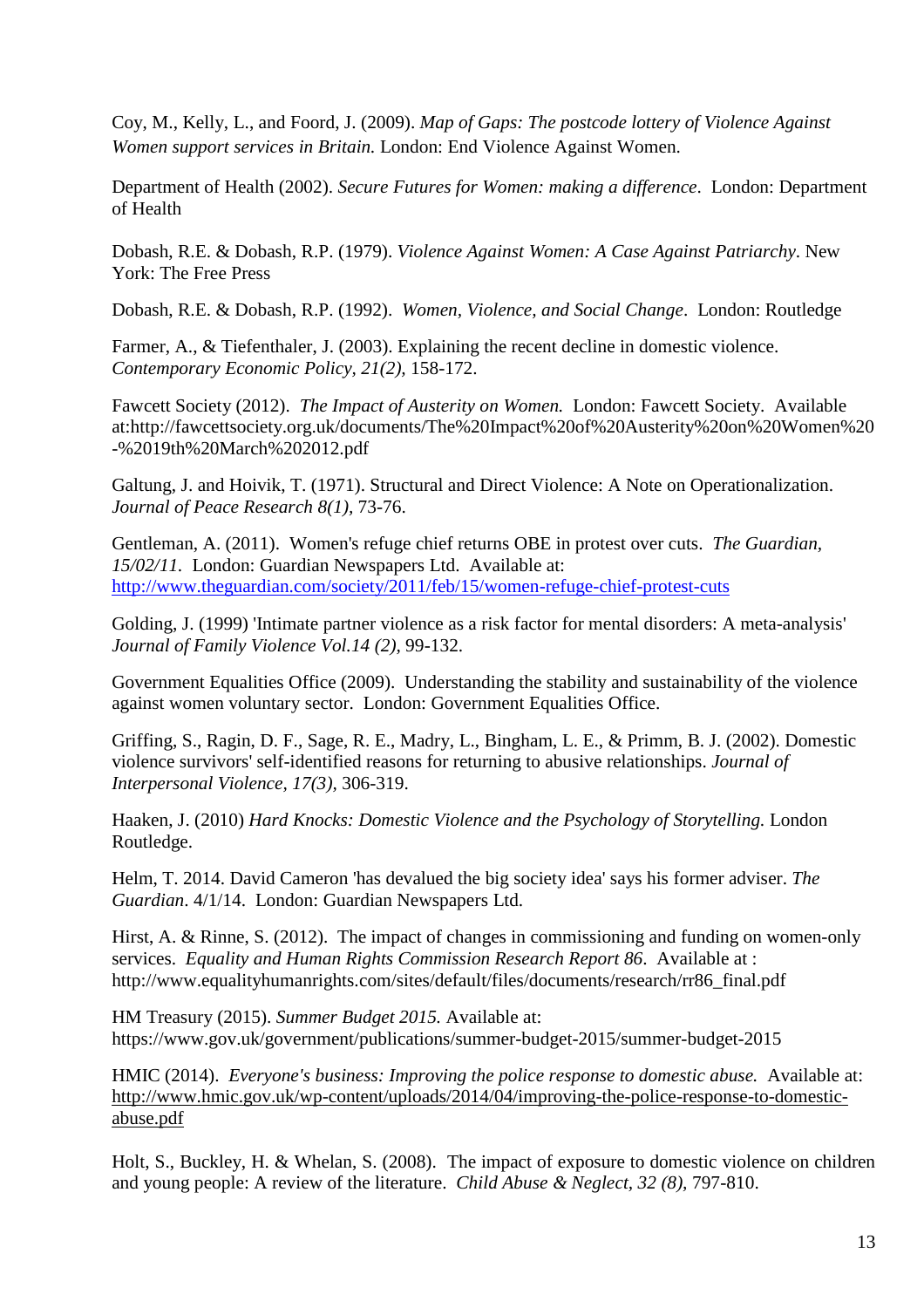Coy, M., Kelly, L., and Foord, J. (2009). *Map of Gaps: The postcode lottery of Violence Against Women support services in Britain.* London: End Violence Against Women.

Department of Health (2002). *Secure Futures for Women: making a difference*. London: Department of Health

Dobash, R.E. & Dobash, R.P. (1979). *Violence Against Women: A Case Against Patriarchy*. New York: The Free Press

Dobash, R.E. & Dobash, R.P. (1992). *Women, Violence, and Social Change*. London: Routledge

Farmer, A., & Tiefenthaler, J. (2003). Explaining the recent decline in domestic violence. *Contemporary Economic Policy, 21(2),* 158-172.

Fawcett Society (2012). *The Impact of Austerity on Women.* London: Fawcett Society. Available at:http://fawcettsociety.org.uk/documents/The%20Impact%20of%20Austerity%20on%20Women%20-%2019th%20March%202012.pdf

Galtung, J. and Hoivik, T. (1971). Structural and Direct Violence: A Note on Operationalization. *Journal of Peace Research 8(1),* 73-76.

Gentleman, A. (2011). Women's refuge chief returns OBE in protest over cuts. *The Guardian, 15/02/11.* London: Guardian Newspapers Ltd. Available at: http://www.theguardian.com/society/2011/feb/15/women-refuge-chief-protest-cuts

Golding, J. (1999) 'Intimate partner violence as a risk factor for mental disorders: A meta-analysis' *Journal of Family Violence Vol.14 (2),* 99-132.

Government Equalities Office (2009). Understanding the stability and sustainability of the violence against women voluntary sector. London: Government Equalities Office.

Griffing, S., Ragin, D. F., Sage, R. E., Madry, L., Bingham, L. E., & Primm, B. J. (2002). Domestic violence survivors' self-identified reasons for returning to abusive relationships. *Journal of Interpersonal Violence, 17(3),* 306-319.

Haaken, J. (2010) *Hard Knocks: Domestic Violence and the Psychology of Storytelling.* London Routledge.

Helm, T. 2014. David Cameron 'has devalued the big society idea' says his former adviser. *The Guardian*. 4/1/14. London: Guardian Newspapers Ltd.

Hirst, A. & Rinne, S. (2012). The impact of changes in commissioning and funding on women-only services. *Equality and Human Rights Commission Research Report 86*. Available at : http://www.equalityhumanrights.com/sites/default/files/documents/research/rr86_final.pdf

HM Treasury (2015). *Summer Budget 2015.* Available at: https://www.gov.uk/government/publications/summer-budget-2015/summer-budget-2015

HMIC (2014). *Everyone's business: Improving the police response to domestic abuse.* Available at: http://www.hmic.gov.uk/wp-content/uploads/2014/04/improving-the-police-response-to-domestic-abuse.pdf

Holt, S., Buckley, H. & Whelan, S. (2008). The impact of exposure to domestic violence on children and young people: A review of the literature. *Child Abuse & Neglect, 32 (8),* 797-810.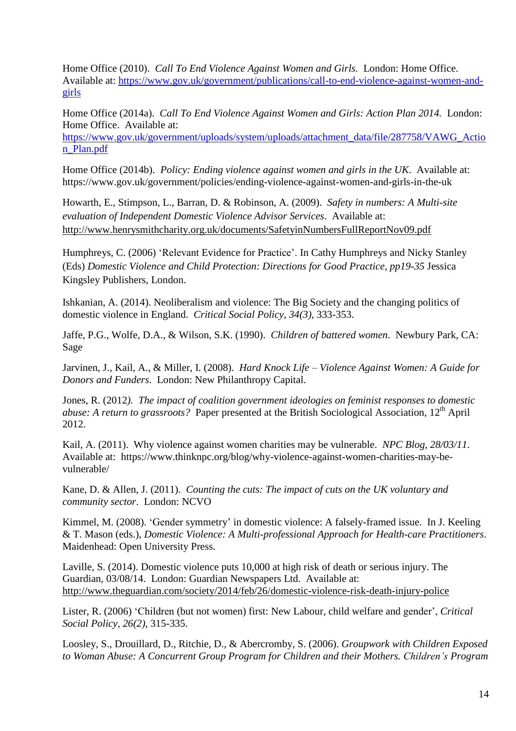Home Office (2010). *Call To End Violence Against Women and Girls.* London: Home Office. Available at: https://www.gov.uk/government/publications/call-to-end-violence-against-women-and-girls

Home Office (2014a). *Call To End Violence Against Women and Girls: Action Plan 2014.* London: Home Office. Available at: https://www.gov.uk/government/uploads/system/uploads/attachment_data/file/287758/VAWG_Action_Plan.pdf

Home Office (2014b). *Policy: Ending violence against women and girls in the UK.* Available at: https://www.gov.uk/government/policies/ending-violence-against-women-and-girls-in-the-uk

Howarth, E., Stimpson, L., Barran, D. & Robinson, A. (2009). *Safety in numbers: A Multi-site evaluation of Independent Domestic Violence Advisor Services*. Available at: http://www.henrysmithcharity.org.uk/documents/SafetyinNumbersFullReportNov09.pdf

Humphreys, C. (2006) 'Relevant Evidence for Practice'. In Cathy Humphreys and Nicky Stanley (Eds) *Domestic Violence and Child Protection: Directions for Good Practice, pp19-35* Jessica Kingsley Publishers, London.

Ishkanian, A. (2014). Neoliberalism and violence: The Big Society and the changing politics of domestic violence in England. *Critical Social Policy, 34(3)*, 333-353.

Jaffe, P.G., Wolfe, D.A., & Wilson, S.K. (1990). *Children of battered women*. Newbury Park, CA: Sage

Jarvinen, J., Kail, A., & Miller, I. (2008). *Hard Knock Life – Violence Against Women: A Guide for Donors and Funders*. London: New Philanthropy Capital.

Jones, R. (2012). *The impact of coalition government ideologies on feminist responses to domestic abuse: A return to grassroots?* Paper presented at the British Sociological Association, 12th April 2012.

Kail, A. (2011). Why violence against women charities may be vulnerable. *NPC Blog, 28/03/11*. Available at: https://www.thinknpc.org/blog/why-violence-against-women-charities-may-be-vulnerable/

Kane, D. & Allen, J. (2011). *Counting the cuts: The impact of cuts on the UK voluntary and community sector*. London: NCVO

Kimmel, M. (2008). 'Gender symmetry' in domestic violence: A falsely-framed issue. In J. Keeling & T. Mason (eds.), *Domestic Violence: A Multi-professional Approach for Health-care Practitioners*. Maidenhead: Open University Press.

Laville, S. (2014). Domestic violence puts 10,000 at high risk of death or serious injury. The Guardian, 03/08/14. London: Guardian Newspapers Ltd. Available at: http://www.theguardian.com/society/2014/feb/26/domestic-violence-risk-death-injury-police

Lister, R. (2006) 'Children (but not women) first: New Labour, child welfare and gender', *Critical Social Policy, 26(2)*, 315-335.

Loosley, S., Drouillard, D., Ritchie, D., & Abercromby, S. (2006). *Groupwork with Children Exposed to Woman Abuse: A Concurrent Group Program for Children and their Mothers. Children's Program*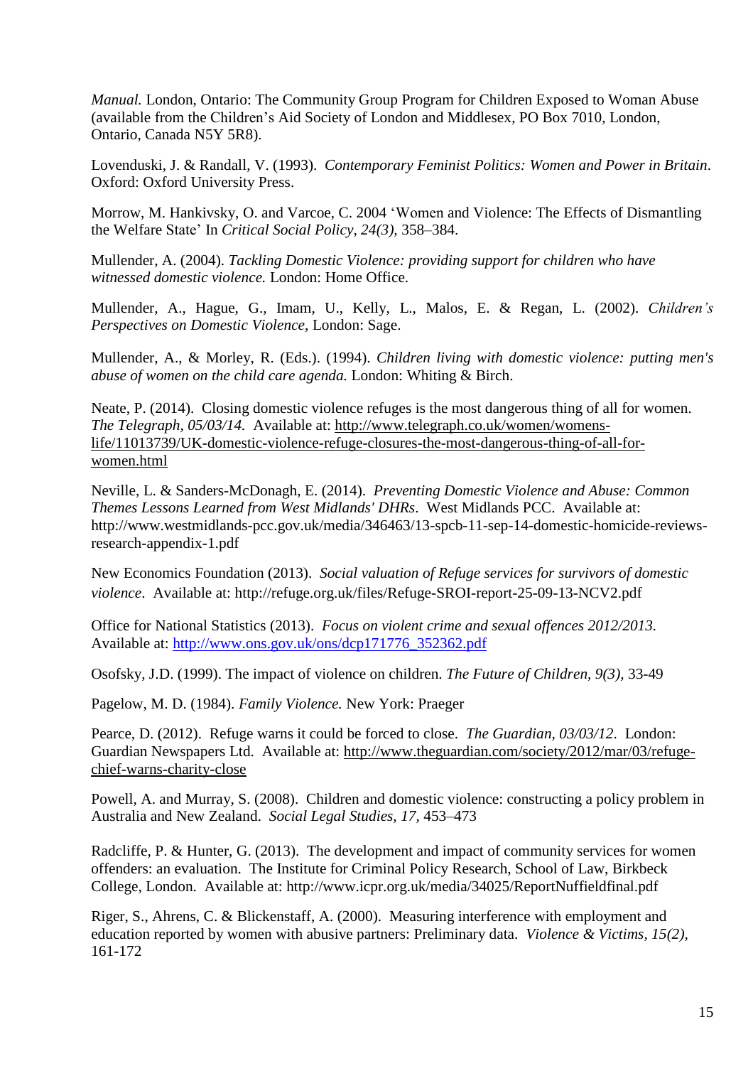*Manual.* London, Ontario: The Community Group Program for Children Exposed to Woman Abuse (available from the Children's Aid Society of London and Middlesex, PO Box 7010, London, Ontario, Canada N5Y 5R8).

Lovenduski, J. & Randall, V. (1993). *Contemporary Feminist Politics: Women and Power in Britain*. Oxford: Oxford University Press.

Morrow, M. Hankivsky, O. and Varcoe, C. 2004 'Women and Violence: The Effects of Dismantling the Welfare State' In *Critical Social Policy, 24(3),* 358–384.

Mullender, A. (2004). *Tackling Domestic Violence: providing support for children who have witnessed domestic violence.* London: Home Office.

Mullender, A., Hague, G., Imam, U., Kelly, L., Malos, E. & Regan, L. (2002). *Children's Perspectives on Domestic Violence*, London: Sage.

Mullender, A., & Morley, R. (Eds.). (1994). *Children living with domestic violence: putting men's abuse of women on the child care agenda.* London: Whiting & Birch.

Neate, P. (2014). Closing domestic violence refuges is the most dangerous thing of all for women. *The Telegraph, 05/03/14.* Available at: http://www.telegraph.co.uk/women/womens-life/11013739/UK-domestic-violence-refuge-closures-the-most-dangerous-thing-of-all-for-women.html

Neville, L. & Sanders-McDonagh, E. (2014). *Preventing Domestic Violence and Abuse: Common Themes Lessons Learned from West Midlands' DHRs*. West Midlands PCC. Available at: http://www.westmidlands-pcc.gov.uk/media/346463/13-spcb-11-sep-14-domestic-homicide-reviews-research-appendix-1.pdf

New Economics Foundation (2013). *Social valuation of Refuge services for survivors of domestic violence*. Available at: http://refuge.org.uk/files/Refuge-SROI-report-25-09-13-NCV2.pdf

Office for National Statistics (2013). *Focus on violent crime and sexual offences 2012/2013.* Available at: http://www.ons.gov.uk/ons/dcp171776_352362.pdf

Osofsky, J.D. (1999). The impact of violence on children. *The Future of Children, 9(3),* 33-49

Pagelow, M. D. (1984). *Family Violence.* New York: Praeger

Pearce, D. (2012). Refuge warns it could be forced to close. *The Guardian, 03/03/12*. London: Guardian Newspapers Ltd. Available at: http://www.theguardian.com/society/2012/mar/03/refuge-chief-warns-charity-close

Powell, A. and Murray, S. (2008). Children and domestic violence: constructing a policy problem in Australia and New Zealand. *Social Legal Studies, 17,* 453–473

Radcliffe, P. & Hunter, G. (2013). The development and impact of community services for women offenders: an evaluation. The Institute for Criminal Policy Research, School of Law, Birkbeck College, London. Available at: http://www.icpr.org.uk/media/34025/ReportNuffieldfinal.pdf

Riger, S., Ahrens, C. & Blickenstaff, A. (2000). Measuring interference with employment and education reported by women with abusive partners: Preliminary data. *Violence & Victims, 15(2),* 161-172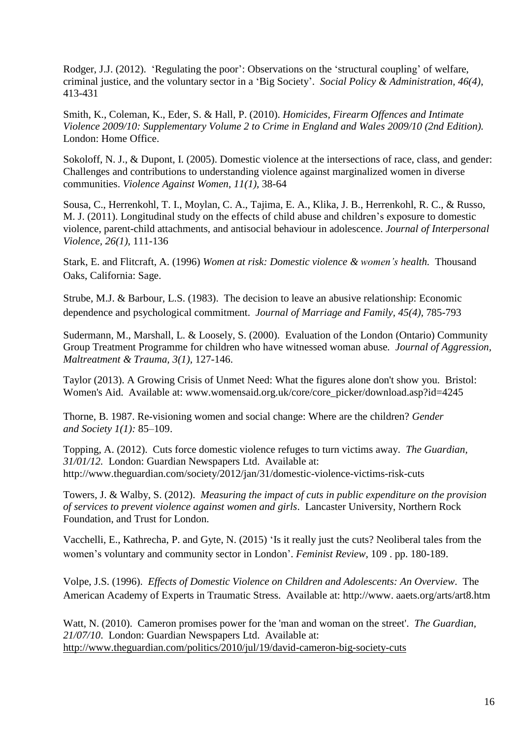Rodger, J.J. (2012). 'Regulating the poor': Observations on the 'structural coupling' of welfare, criminal justice, and the voluntary sector in a 'Big Society'. *Social Policy & Administration, 46(4),* 413-431

Smith, K., Coleman, K., Eder, S. & Hall, P. (2010). *Homicides, Firearm Offences and Intimate Violence 2009/10: Supplementary Volume 2 to Crime in England and Wales 2009/10 (2nd Edition).* London: Home Office.

Sokoloff, N. J., & Dupont, I. (2005). Domestic violence at the intersections of race, class, and gender: Challenges and contributions to understanding violence against marginalized women in diverse communities. *Violence Against Women, 11(1),* 38-64

Sousa, C., Herrenkohl, T. I., Moylan, C. A., Tajima, E. A., Klika, J. B., Herrenkohl, R. C., & Russo, M. J. (2011). Longitudinal study on the effects of child abuse and children's exposure to domestic violence, parent-child attachments, and antisocial behaviour in adolescence. *Journal of Interpersonal Violence, 26(1),* 111-136

Stark, E. and Flitcraft, A. (1996) *Women at risk: Domestic violence & women's health.* Thousand Oaks, California: Sage.

Strube, M.J. & Barbour, L.S. (1983). The decision to leave an abusive relationship: Economic dependence and psychological commitment. *Journal of Marriage and Family, 45(4),* 785-793

Sudermann, M., Marshall, L. & Loosely, S. (2000). Evaluation of the London (Ontario) Community Group Treatment Programme for children who have witnessed woman abuse. *Journal of Aggression, Maltreatment & Trauma, 3(1),* 127-146.

Taylor (2013). A Growing Crisis of Unmet Need: What the figures alone don't show you. Bristol: Women's Aid. Available at: www.womensaid.org.uk/core/core_picker/download.asp?id=4245

Thorne, B. 1987. Re-visioning women and social change: Where are the children? *Gender and Society 1(1):* 85–109.

Topping, A. (2012). Cuts force domestic violence refuges to turn victims away. *The Guardian, 31/01/12.* London: Guardian Newspapers Ltd. Available at: http://www.theguardian.com/society/2012/jan/31/domestic-violence-victims-risk-cuts

Towers, J. & Walby, S. (2012). *Measuring the impact of cuts in public expenditure on the provision of services to prevent violence against women and girls*. Lancaster University, Northern Rock Foundation, and Trust for London.

Vacchelli, E., Kathrecha, P. and Gyte, N. (2015) 'Is it really just the cuts? Neoliberal tales from the women's voluntary and community sector in London'. *Feminist Review,* 109 . pp. 180-189.

Volpe, J.S. (1996). *Effects of Domestic Violence on Children and Adolescents: An Overview*. The American Academy of Experts in Traumatic Stress. Available at: http://www. aaets.org/arts/art8.htm

Watt, N. (2010). Cameron promises power for the 'man and woman on the street'. *The Guardian, 21/07/10*. London: Guardian Newspapers Ltd. Available at: http://www.theguardian.com/politics/2010/jul/19/david-cameron-big-society-cuts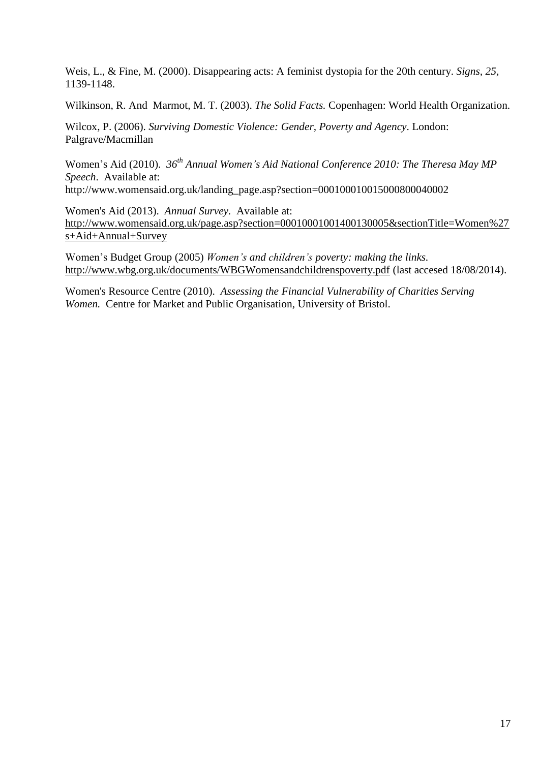Weis, L., & Fine, M. (2000). Disappearing acts: A feminist dystopia for the 20th century. *Signs, 25*, 1139-1148.

Wilkinson, R. And Marmot, M. T. (2003). *The Solid Facts.* Copenhagen: World Health Organization.

Wilcox, P. (2006). *Surviving Domestic Violence: Gender, Poverty and Agency*. London: Palgrave/Macmillan

Women's Aid (2010). *36th Annual Women's Aid National Conference 2010: The Theresa May MP Speech*. Available at: http://www.womensaid.org.uk/landing_page.asp?section=000100010015000800040002

Women's Aid (2013). *Annual Survey*. Available at: http://www.womensaid.org.uk/page.asp?section=00010001001400130005&sectionTitle=Women%27s+Aid+Annual+Survey

Women's Budget Group (2005) *Women's and children's poverty: making the links.* http://www.wbg.org.uk/documents/WBGWomensandchildrenspoverty.pdf (last accesed 18/08/2014).

Women's Resource Centre (2010). *Assessing the Financial Vulnerability of Charities Serving Women.* Centre for Market and Public Organisation, University of Bristol.